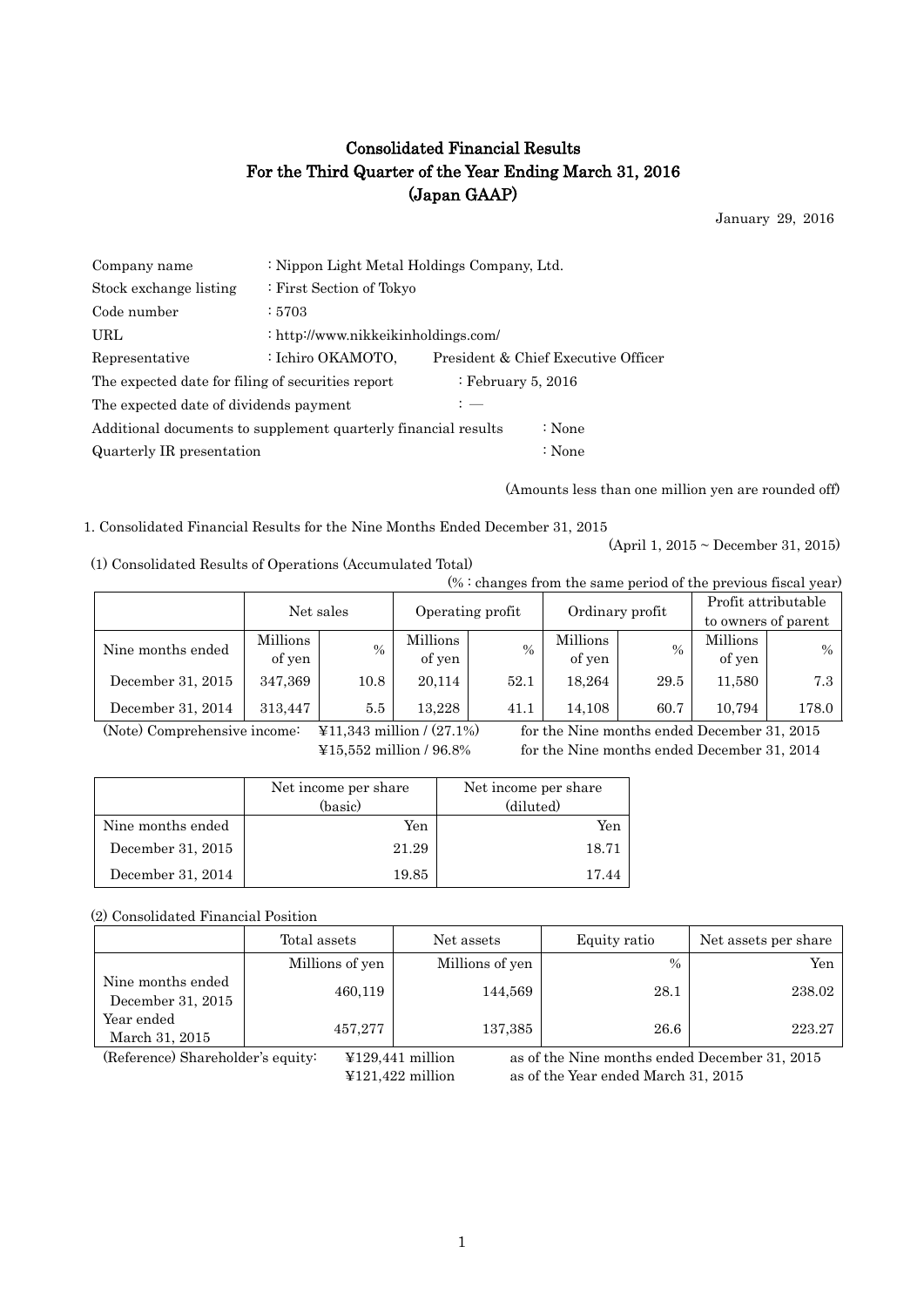# Consolidated Financial Results
# For the Third Quarter of the Year Ending March 31, 2016
# (Japan GAAP)

January 29, 2016

| | | |
|---|---|---|
| Company name | : Nippon Light Metal Holdings Company, Ltd. | |
| Stock exchange listing | : First Section of Tokyo | |
| Code number | : 5703 | |
| URL | : http://www.nikkeikinholdings.com/ | |
| Representative | : Ichiro OKAMOTO, | President & Chief Executive Officer |

The expected date for filing of securities report : February 5, 2016

The expected date of dividends payment : —

Additional documents to supplement quarterly financial results : None

Quarterly IR presentation : None

(Amounts less than one million yen are rounded off)

1. Consolidated Financial Results for the Nine Months Ended December 31, 2015

(April 1, 2015 ~ December 31, 2015)

(1) Consolidated Results of Operations (Accumulated Total)

(% : changes from the same period of the previous fiscal year)

| | Net sales | | Operating profit | | Ordinary profit | | Profit attributable to owners of parent | |
|---|---|---|---|---|---|---|---|---|
| Nine months ended | Millions of yen | % | Millions of yen | % | Millions of yen | % | Millions of yen | % |
| December 31, 2015 | 347,369 | 10.8 | 20,114 | 52.1 | 18,264 | 29.5 | 11,580 | 7.3 |
| December 31, 2014 | 313,447 | 5.5 | 13,228 | 41.1 | 14,108 | 60.7 | 10,794 | 178.0 |

(Note) Comprehensive income: ¥11,343 million / (27.1%) for the Nine months ended December 31, 2015

¥15,552 million / 96.8% for the Nine months ended December 31, 2014

| | Net income per share (basic) | Net income per share (diluted) |
|---|---|---|
| Nine months ended | Yen | Yen |
| December 31, 2015 | 21.29 | 18.71 |
| December 31, 2014 | 19.85 | 17.44 |

(2) Consolidated Financial Position

| | Total assets | Net assets | Equity ratio | Net assets per share |
|---|---|---|---|---|
| | Millions of yen | Millions of yen | % | Yen |
| Nine months ended December 31, 2015 | 460,119 | 144,569 | 28.1 | 238.02 |
| Year ended March 31, 2015 | 457,277 | 137,385 | 26.6 | 223.27 |

(Reference) Shareholder's equity: ¥129,441 million as of the Nine months ended December 31, 2015

¥121,422 million as of the Year ended March 31, 2015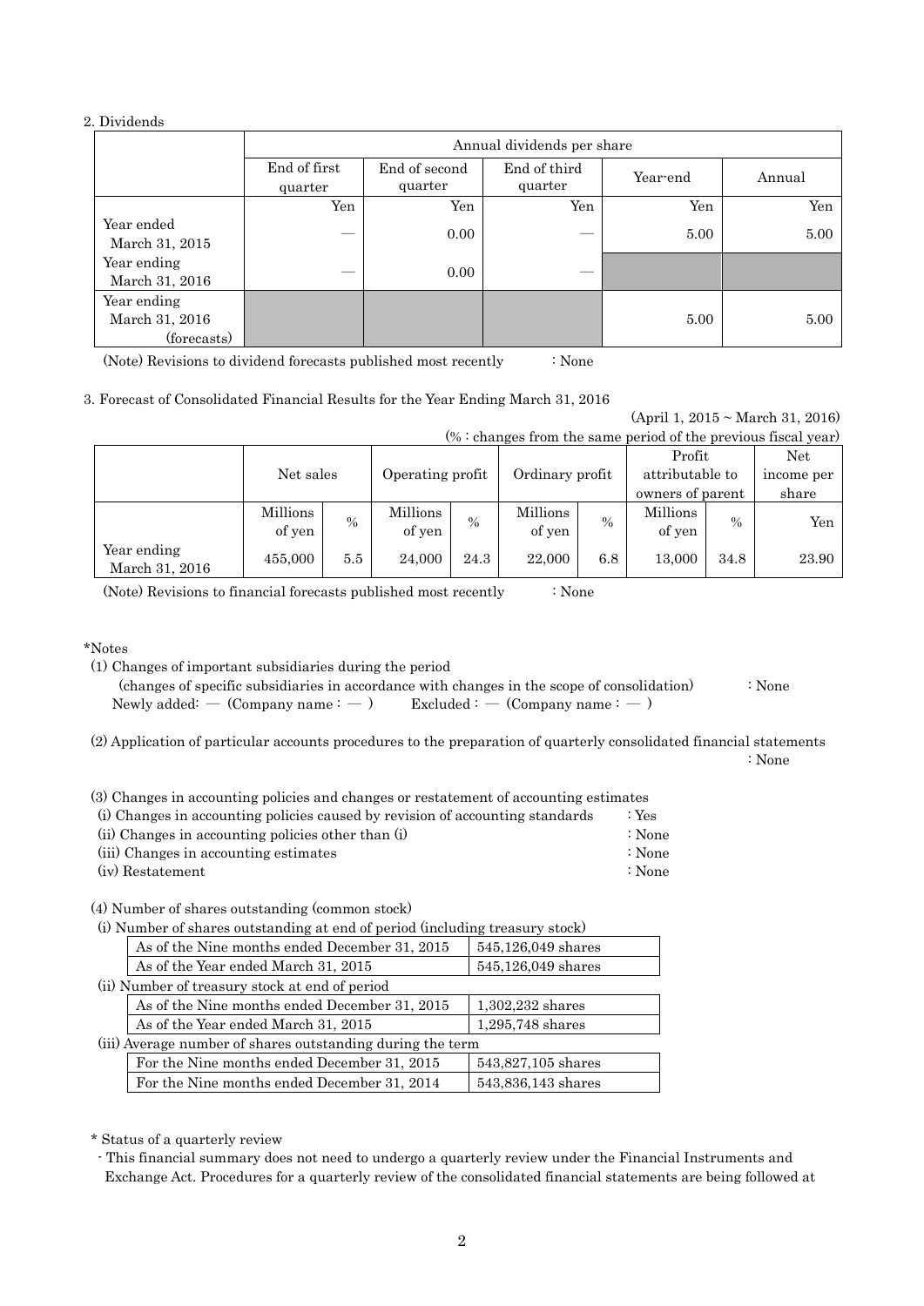## 2. Dividends

| | Annual dividends per share | | | | |
|---|---|---|---|---|---|
| | End of first quarter | End of second quarter | End of third quarter | Year-end | Annual |
| | Yen | Yen | Yen | Yen | Yen |
| Year ended March 31, 2015 | — | 0.00 | — | 5.00 | 5.00 |
| Year ending March 31, 2016 | — | 0.00 | — | | |
| Year ending March 31, 2016 (forecasts) | | | | 5.00 | 5.00 |

(Note) Revisions to dividend forecasts published most recently : None

## 3. Forecast of Consolidated Financial Results for the Year Ending March 31, 2016

(April 1, 2015 ~ March 31, 2016)

(% : changes from the same period of the previous fiscal year)

| | Net sales | | Operating profit | | Ordinary profit | | Profit attributable to owners of parent | | Net income per share |
|---|---|---|---|---|---|---|---|---|---|
| | Millions of yen | % | Millions of yen | % | Millions of yen | % | Millions of yen | % | Yen |
| Year ending March 31, 2016 | 455,000 | 5.5 | 24,000 | 24.3 | 22,000 | 6.8 | 13,000 | 34.8 | 23.90 |

(Note) Revisions to financial forecasts published most recently : None

*Notes

(1) Changes of important subsidiaries during the period
(changes of specific subsidiaries in accordance with changes in the scope of consolidation) : None
Newly added: — (Company name : — ) Excluded : — (Company name : — )

(2) Application of particular accounts procedures to the preparation of quarterly consolidated financial statements : None

(3) Changes in accounting policies and changes or restatement of accounting estimates
(i) Changes in accounting policies caused by revision of accounting standards : Yes
(ii) Changes in accounting policies other than (i) : None
(iii) Changes in accounting estimates : None
(iv) Restatement : None

(4) Number of shares outstanding (common stock)

(i) Number of shares outstanding at end of period (including treasury stock)

| | |
|---|---|
| As of the Nine months ended December 31, 2015 | 545,126,049 shares |
| As of the Year ended March 31, 2015 | 545,126,049 shares |

(ii) Number of treasury stock at end of period

| | |
|---|---|
| As of the Nine months ended December 31, 2015 | 1,302,232 shares |
| As of the Year ended March 31, 2015 | 1,295,748 shares |

(iii) Average number of shares outstanding during the term

| | |
|---|---|
| For the Nine months ended December 31, 2015 | 543,827,105 shares |
| For the Nine months ended December 31, 2014 | 543,836,143 shares |

\* Status of a quarterly review

- This financial summary does not need to undergo a quarterly review under the Financial Instruments and Exchange Act. Procedures for a quarterly review of the consolidated financial statements are being followed at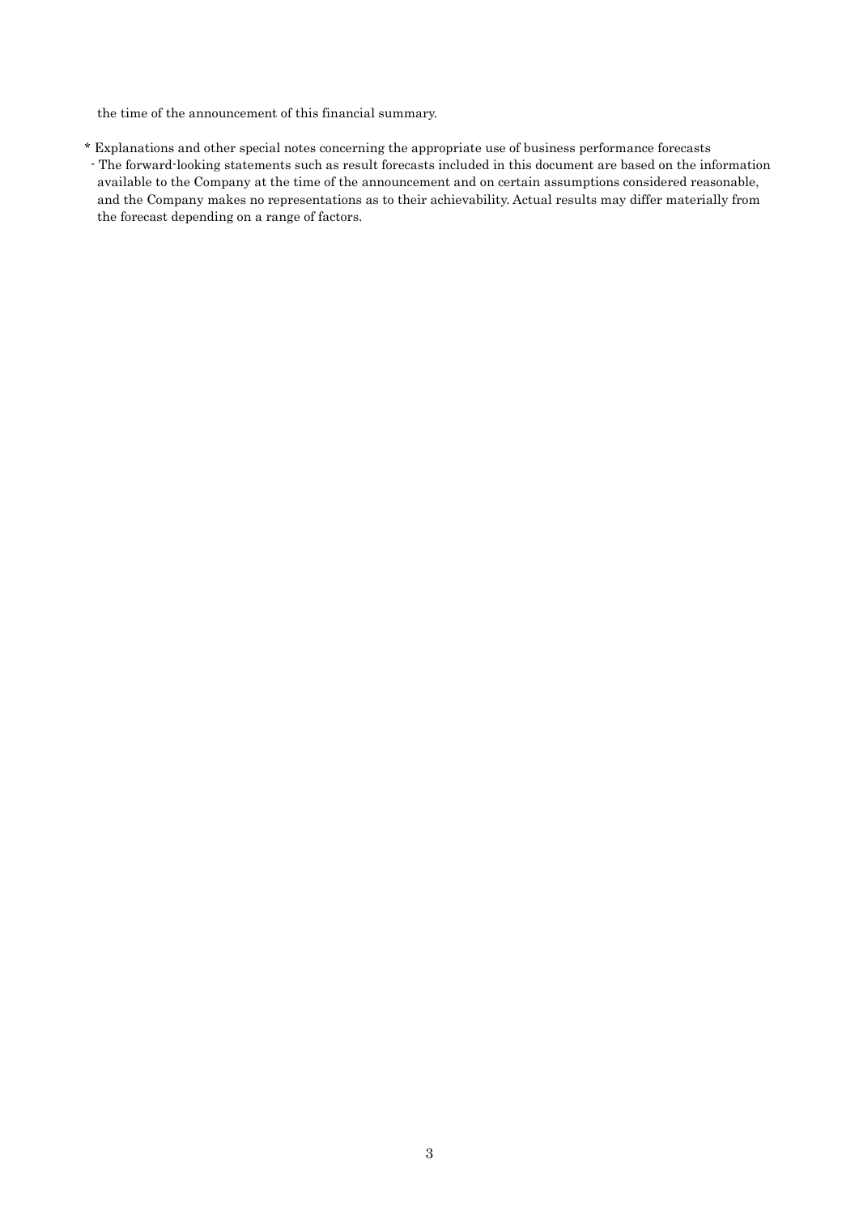the time of the announcement of this financial summary.

* Explanations and other special notes concerning the appropriate use of business performance forecasts

- The forward-looking statements such as result forecasts included in this document are based on the information available to the Company at the time of the announcement and on certain assumptions considered reasonable, and the Company makes no representations as to their achievability. Actual results may differ materially from the forecast depending on a range of factors.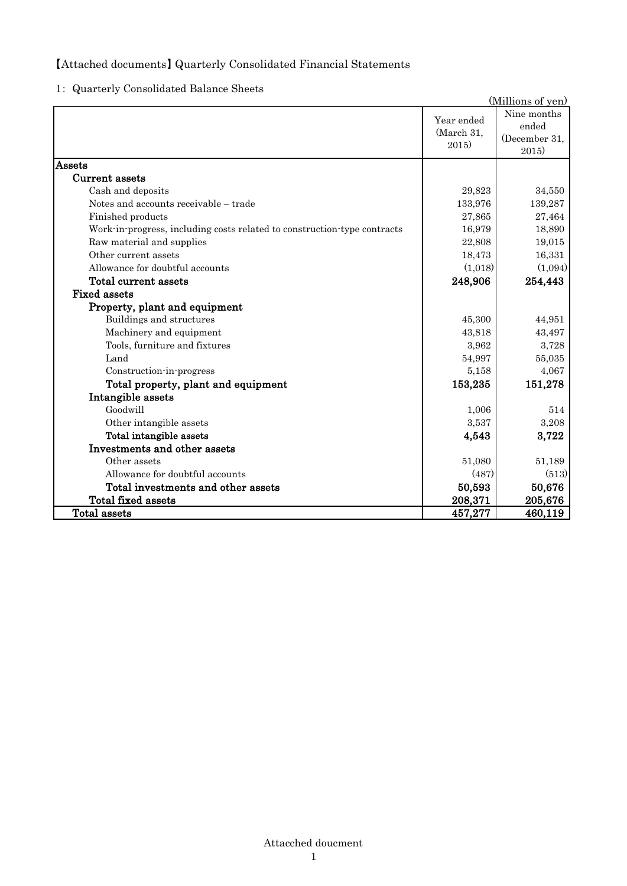【Attached documents】Quarterly Consolidated Financial Statements

1: Quarterly Consolidated Balance Sheets

(Millions of yen)

| | Year ended (March 31, 2015) | Nine months ended (December 31, 2015) |
|---|---|---|
| **Assets** | | |
| **Current assets** | | |
| Cash and deposits | 29,823 | 34,550 |
| Notes and accounts receivable – trade | 133,976 | 139,287 |
| Finished products | 27,865 | 27,464 |
| Work-in-progress, including costs related to construction-type contracts | 16,979 | 18,890 |
| Raw material and supplies | 22,808 | 19,015 |
| Other current assets | 18,473 | 16,331 |
| Allowance for doubtful accounts | (1,018) | (1,094) |
| **Total current assets** | **248,906** | **254,443** |
| **Fixed assets** | | |
| **Property, plant and equipment** | | |
| Buildings and structures | 45,300 | 44,951 |
| Machinery and equipment | 43,818 | 43,497 |
| Tools, furniture and fixtures | 3,962 | 3,728 |
| Land | 54,997 | 55,035 |
| Construction-in-progress | 5,158 | 4,067 |
| **Total property, plant and equipment** | **153,235** | **151,278** |
| **Intangible assets** | | |
| Goodwill | 1,006 | 514 |
| Other intangible assets | 3,537 | 3,208 |
| **Total intangible assets** | **4,543** | **3,722** |
| **Investments and other assets** | | |
| Other assets | 51,080 | 51,189 |
| Allowance for doubtful accounts | (487) | (513) |
| **Total investments and other assets** | **50,593** | **50,676** |
| **Total fixed assets** | **208,371** | **205,676** |
| **Total assets** | **457,277** | **460,119** |

Attacched doucment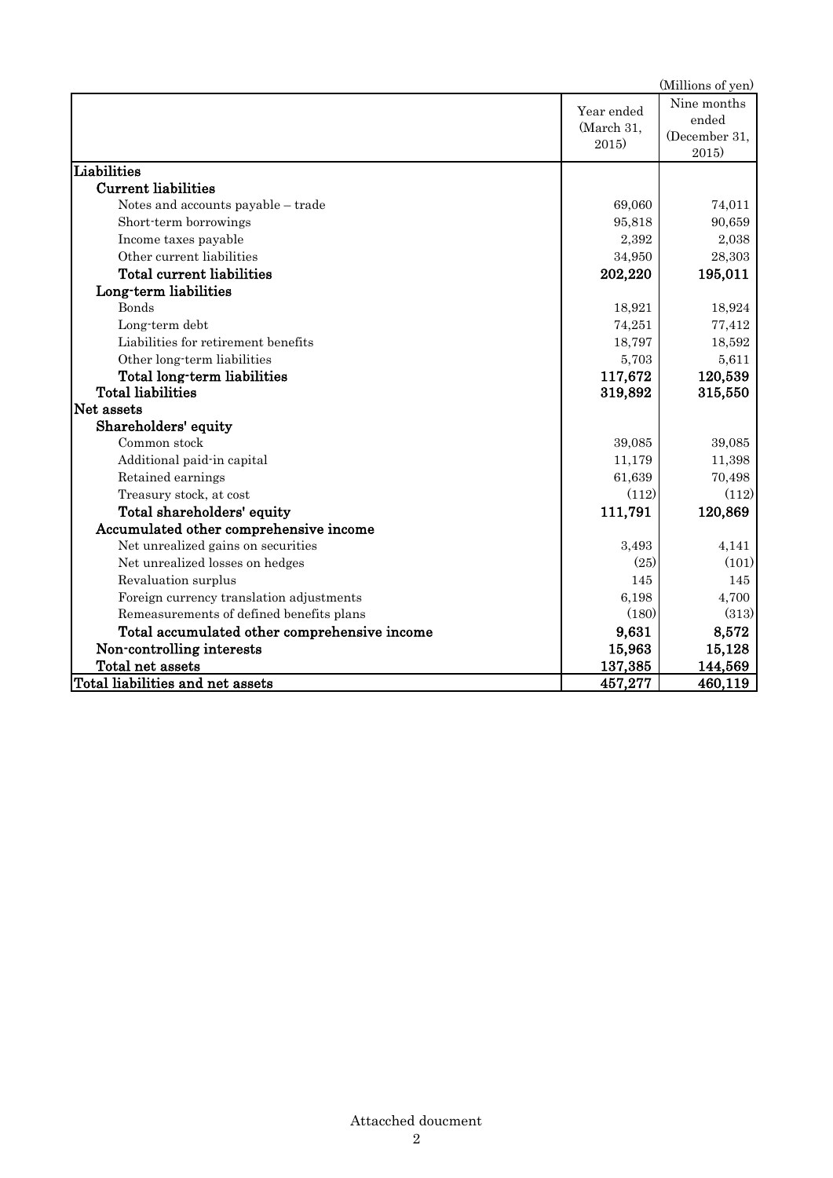(Millions of yen)

| | Year ended (March 31, 2015) | Nine months ended (December 31, 2015) |
|---|---|---|
| **Liabilities** | | |
| **Current liabilities** | | |
| Notes and accounts payable – trade | 69,060 | 74,011 |
| Short-term borrowings | 95,818 | 90,659 |
| Income taxes payable | 2,392 | 2,038 |
| Other current liabilities | 34,950 | 28,303 |
| **Total current liabilities** | **202,220** | **195,011** |
| **Long-term liabilities** | | |
| Bonds | 18,921 | 18,924 |
| Long-term debt | 74,251 | 77,412 |
| Liabilities for retirement benefits | 18,797 | 18,592 |
| Other long-term liabilities | 5,703 | 5,611 |
| **Total long-term liabilities** | **117,672** | **120,539** |
| **Total liabilities** | **319,892** | **315,550** |
| **Net assets** | | |
| **Shareholders' equity** | | |
| Common stock | 39,085 | 39,085 |
| Additional paid-in capital | 11,179 | 11,398 |
| Retained earnings | 61,639 | 70,498 |
| Treasury stock, at cost | (112) | (112) |
| **Total shareholders' equity** | **111,791** | **120,869** |
| **Accumulated other comprehensive income** | | |
| Net unrealized gains on securities | 3,493 | 4,141 |
| Net unrealized losses on hedges | (25) | (101) |
| Revaluation surplus | 145 | 145 |
| Foreign currency translation adjustments | 6,198 | 4,700 |
| Remeasurements of defined benefits plans | (180) | (313) |
| **Total accumulated other comprehensive income** | **9,631** | **8,572** |
| **Non-controlling interests** | **15,963** | **15,128** |
| **Total net assets** | **137,385** | **144,569** |
| **Total liabilities and net assets** | **457,277** | **460,119** |

Attacched doucment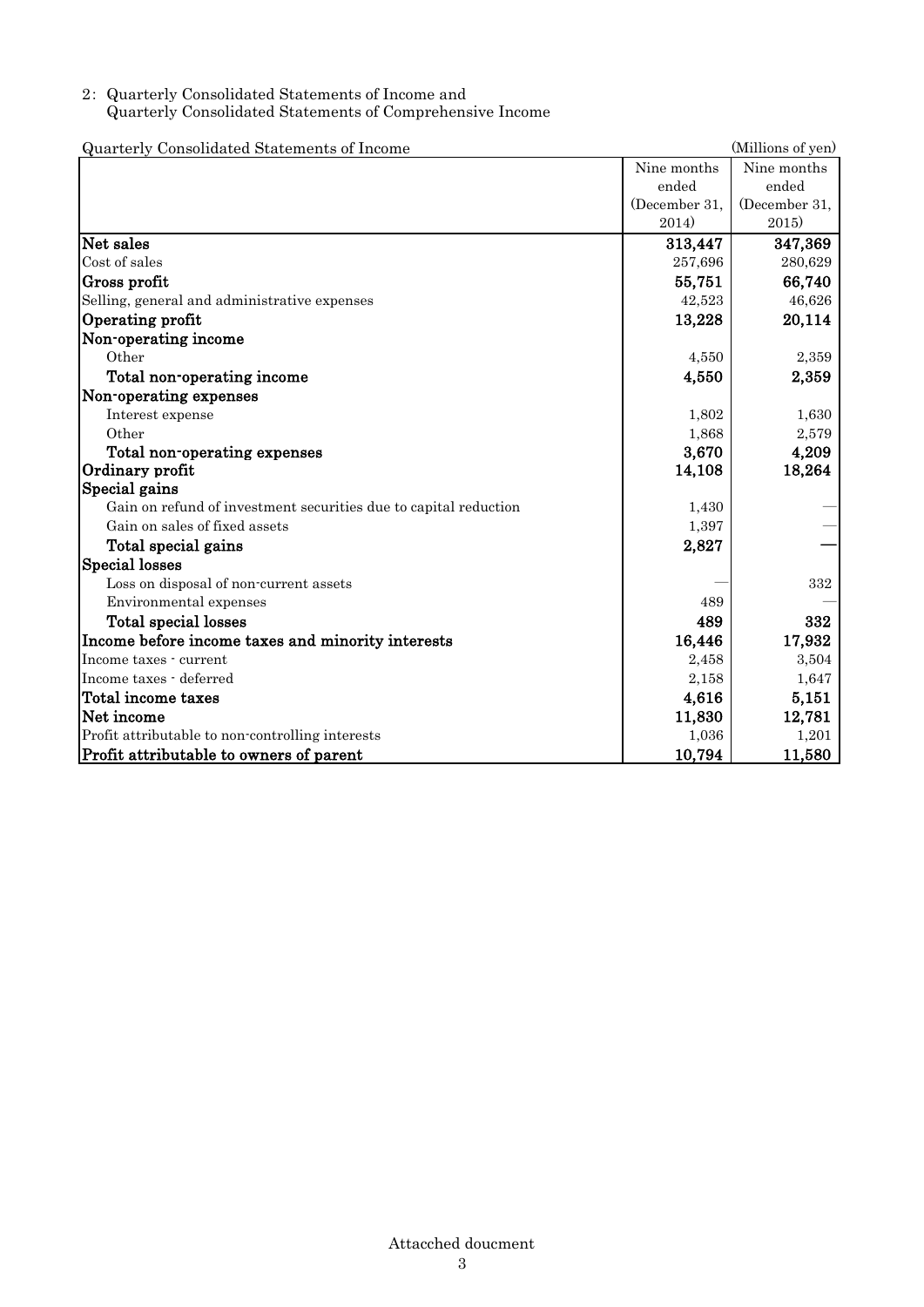2: Quarterly Consolidated Statements of Income and
Quarterly Consolidated Statements of Comprehensive Income

Quarterly Consolidated Statements of Income (Millions of yen)

| | Nine months ended (December 31, 2014) | Nine months ended (December 31, 2015) |
|---|---|---|
| **Net sales** | **313,447** | **347,369** |
| Cost of sales | 257,696 | 280,629 |
| **Gross profit** | **55,751** | **66,740** |
| Selling, general and administrative expenses | 42,523 | 46,626 |
| **Operating profit** | **13,228** | **20,114** |
| **Non-operating income** | | |
| Other | 4,550 | 2,359 |
| **Total non-operating income** | **4,550** | **2,359** |
| **Non-operating expenses** | | |
| Interest expense | 1,802 | 1,630 |
| Other | 1,868 | 2,579 |
| **Total non-operating expenses** | **3,670** | **4,209** |
| **Ordinary profit** | **14,108** | **18,264** |
| **Special gains** | | |
| Gain on refund of investment securities due to capital reduction | 1,430 | — |
| Gain on sales of fixed assets | 1,397 | — |
| **Total special gains** | **2,827** | **—** |
| **Special losses** | | |
| Loss on disposal of non-current assets | — | 332 |
| Environmental expenses | 489 | — |
| **Total special losses** | **489** | **332** |
| **Income before income taxes and minority interests** | **16,446** | **17,932** |
| Income taxes - current | 2,458 | 3,504 |
| Income taxes - deferred | 2,158 | 1,647 |
| **Total income taxes** | **4,616** | **5,151** |
| **Net income** | **11,830** | **12,781** |
| Profit attributable to non-controlling interests | 1,036 | 1,201 |
| **Profit attributable to owners of parent** | **10,794** | **11,580** |

Attacched doucment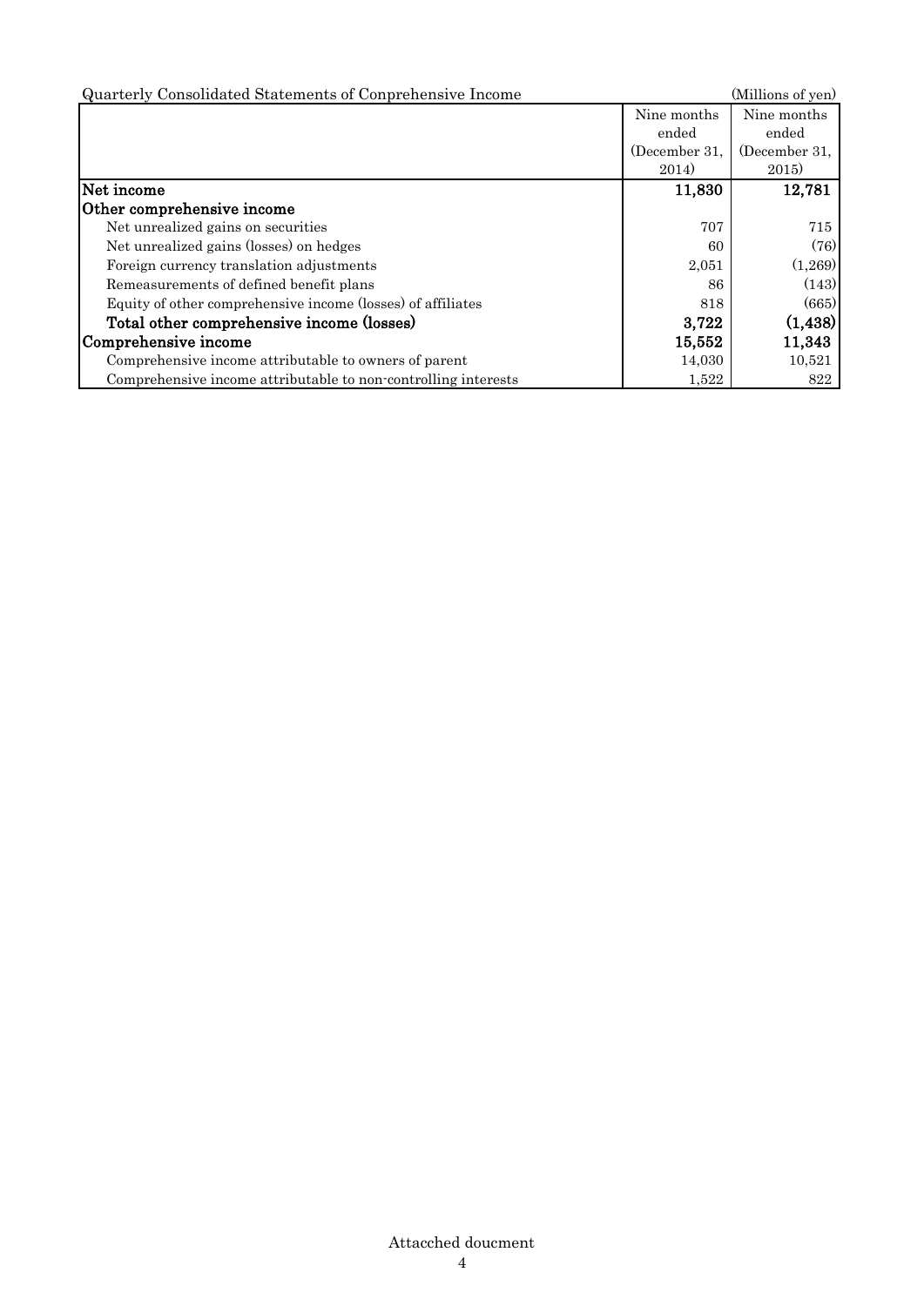Quarterly Consolidated Statements of Conprehensive Income

(Millions of yen)

| | Nine months ended (December 31, 2014) | Nine months ended (December 31, 2015) |
|---|---|---|
| **Net income** | **11,830** | **12,781** |
| **Other comprehensive income** | | |
| Net unrealized gains on securities | 707 | 715 |
| Net unrealized gains (losses) on hedges | 60 | (76) |
| Foreign currency translation adjustments | 2,051 | (1,269) |
| Remeasurements of defined benefit plans | 86 | (143) |
| Equity of other comprehensive income (losses) of affiliates | 818 | (665) |
| **Total other comprehensive income (losses)** | **3,722** | **(1,438)** |
| **Comprehensive income** | **15,552** | **11,343** |
| Comprehensive income attributable to owners of parent | 14,030 | 10,521 |
| Comprehensive income attributable to non-controlling interests | 1,522 | 822 |

Attacched doucment